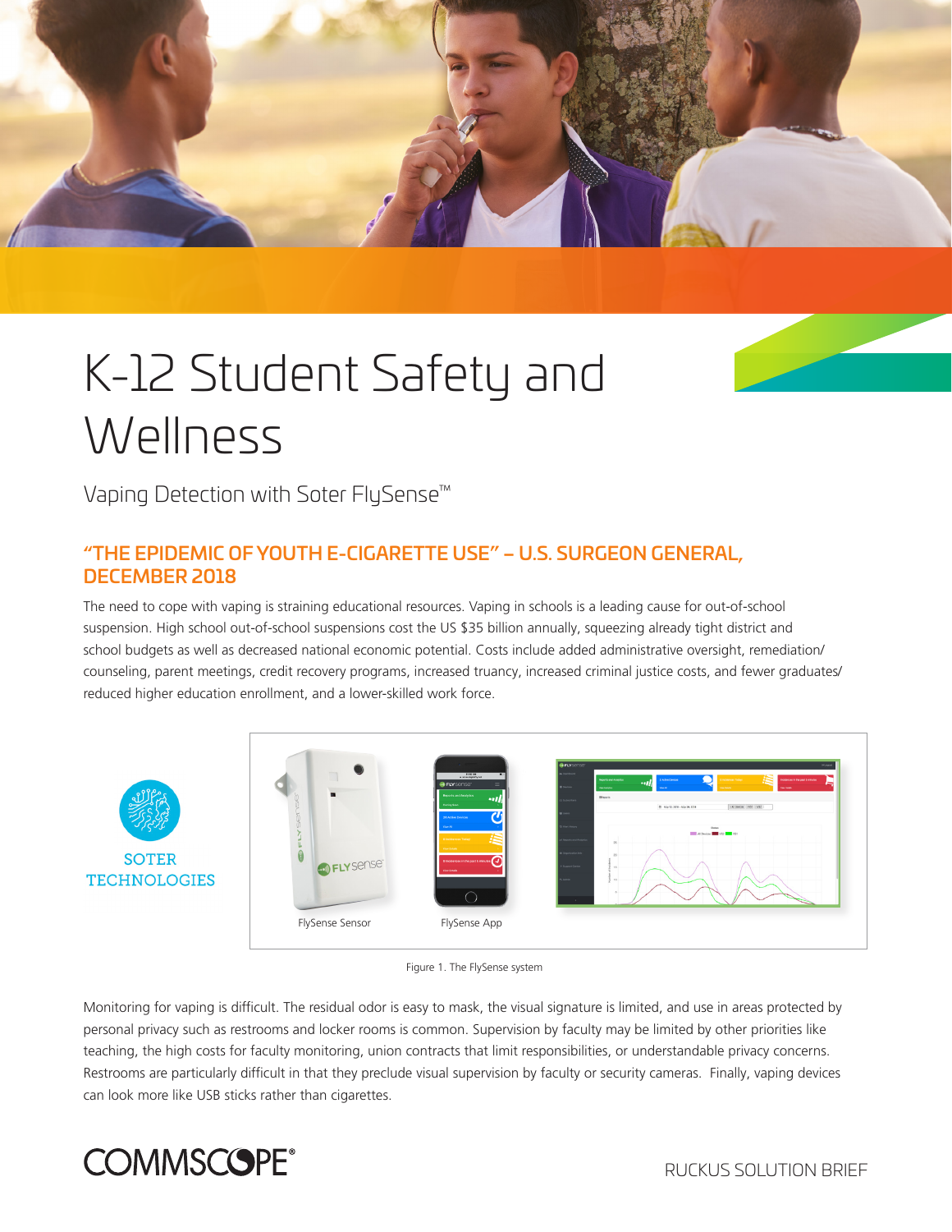# K-12 Student Safety and Wellness

Vaping Detection with Soter FlySense™

## "THE EPIDEMIC OF YOUTH E-CIGARETTE USE" – U.S. SURGEON GENERAL, DECEMBER 2018

The need to cope with vaping is straining educational resources. Vaping in schools is a leading cause for out-of-school suspension. High school out-of-school suspensions cost the US $35 billion annually, squeezing already tight district and school budgets as well as decreased national economic potential. Costs include added administrative oversight, remediation/counseling, parent meetings, credit recovery programs, increased truancy, increased criminal justice costs, and fewer graduates/reduced higher education enrollment, and a lower-skilled work force.

SOTER TECHNOLOGIES

FlySense Sensor

FlySense App

Figure 1. The FlySense system

Monitoring for vaping is difficult. The residual odor is easy to mask, the visual signature is limited, and use in areas protected by personal privacy such as restrooms and locker rooms is common. Supervision by faculty may be limited by other priorities like teaching, the high costs for faculty monitoring, union contracts that limit responsibilities, or understandable privacy concerns. Restrooms are particularly difficult in that they preclude visual supervision by faculty or security cameras. Finally, vaping devices can look more like USB sticks rather than cigarettes.

COMMSCOPE®

RUCKUS SOLUTION BRIEF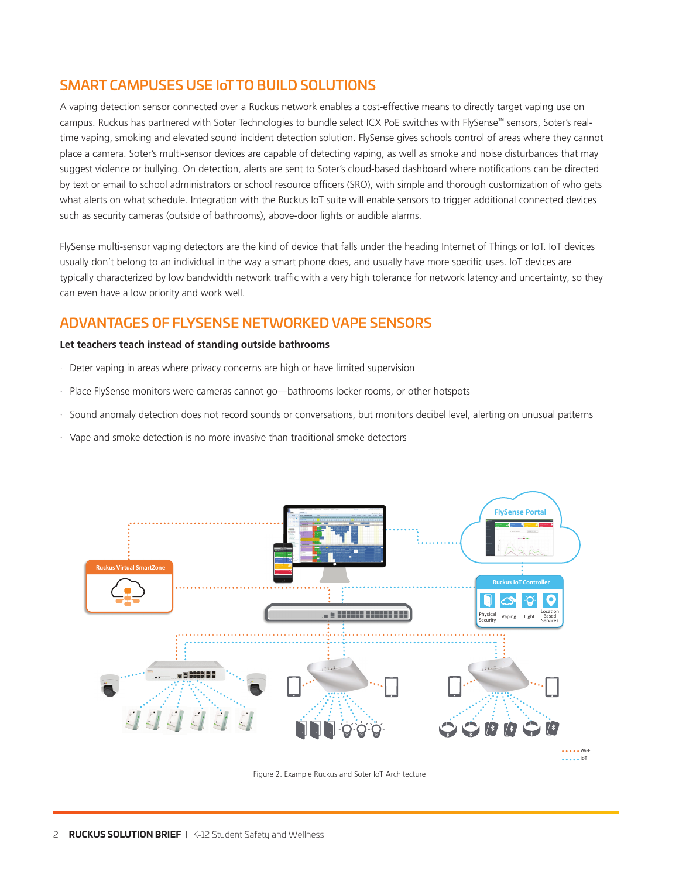## SMART CAMPUSES USE IoT TO BUILD SOLUTIONS

A vaping detection sensor connected over a Ruckus network enables a cost-effective means to directly target vaping use on campus. Ruckus has partnered with Soter Technologies to bundle select ICX PoE switches with FlySense™ sensors, Soter's real-time vaping, smoking and elevated sound incident detection solution. FlySense gives schools control of areas where they cannot place a camera. Soter's multi-sensor devices are capable of detecting vaping, as well as smoke and noise disturbances that may suggest violence or bullying. On detection, alerts are sent to Soter's cloud-based dashboard where notifications can be directed by text or email to school administrators or school resource officers (SRO), with simple and thorough customization of who gets what alerts on what schedule. Integration with the Ruckus IoT suite will enable sensors to trigger additional connected devices such as security cameras (outside of bathrooms), above-door lights or audible alarms.

FlySense multi-sensor vaping detectors are the kind of device that falls under the heading Internet of Things or IoT. IoT devices usually don't belong to an individual in the way a smart phone does, and usually have more specific uses. IoT devices are typically characterized by low bandwidth network traffic with a very high tolerance for network latency and uncertainty, so they can even have a low priority and work well.

## ADVANTAGES OF FLYSENSE NETWORKED VAPE SENSORS

**Let teachers teach instead of standing outside bathrooms**

- Deter vaping in areas where privacy concerns are high or have limited supervision
- Place FlySense monitors were cameras cannot go—bathrooms locker rooms, or other hotspots
- Sound anomaly detection does not record sounds or conversations, but monitors decibel level, alerting on unusual patterns
- Vape and smoke detection is no more invasive than traditional smoke detectors

Figure 2. Example Ruckus and Soter IoT Architecture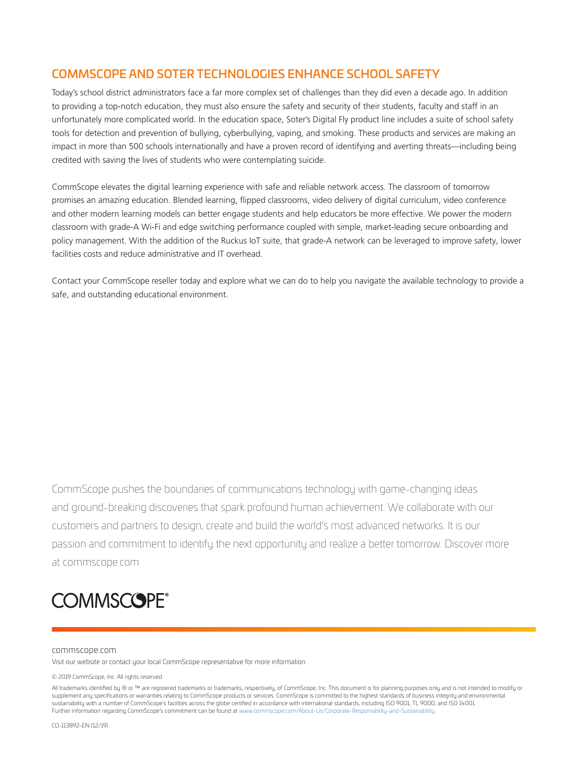## COMMSCOPE AND SOTER TECHNOLOGIES ENHANCE SCHOOL SAFETY

Today's school district administrators face a far more complex set of challenges than they did even a decade ago. In addition to providing a top-notch education, they must also ensure the safety and security of their students, faculty and staff in an unfortunately more complicated world. In the education space, Soter's Digital Fly product line includes a suite of school safety tools for detection and prevention of bullying, cyberbullying, vaping, and smoking. These products and services are making an impact in more than 500 schools internationally and have a proven record of identifying and averting threats—including being credited with saving the lives of students who were contemplating suicide.

CommScope elevates the digital learning experience with safe and reliable network access. The classroom of tomorrow promises an amazing education. Blended learning, flipped classrooms, video delivery of digital curriculum, video conference and other modern learning models can better engage students and help educators be more effective. We power the modern classroom with grade-A Wi-Fi and edge switching performance coupled with simple, market-leading secure onboarding and policy management. With the addition of the Ruckus IoT suite, that grade-A network can be leveraged to improve safety, lower facilities costs and reduce administrative and IT overhead.

Contact your CommScope reseller today and explore what we can do to help you navigate the available technology to provide a safe, and outstanding educational environment.

CommScope pushes the boundaries of communications technology with game-changing ideas and ground-breaking discoveries that spark profound human achievement. We collaborate with our customers and partners to design, create and build the world's most advanced networks. It is our passion and commitment to identify the next opportunity and realize a better tomorrow. Discover more at commscope.com

COMMSCOPE®

commscope.com

Visit our website or contact your local CommScope representative for more information.

© 2019 CommScope, Inc. All rights reserved.

All trademarks identified by ® or ™ are registered trademarks or trademarks, respectively, of CommScope, Inc. This document is for planning purposes only and is not intended to modify or supplement any specifications or warranties relating to CommScope products or services. CommScope is committed to the highest standards of business integrity and environmental sustainability with a number of CommScope's facilities across the globe certified in accordance with international standards, including ISO 9001, TL 9000, and ISO 14001. Further information regarding CommScope's commitment can be found at www.commscope.com/About-Us/Corporate-Responsibility-and-Sustainability.

CO-113892-EN (12/19)